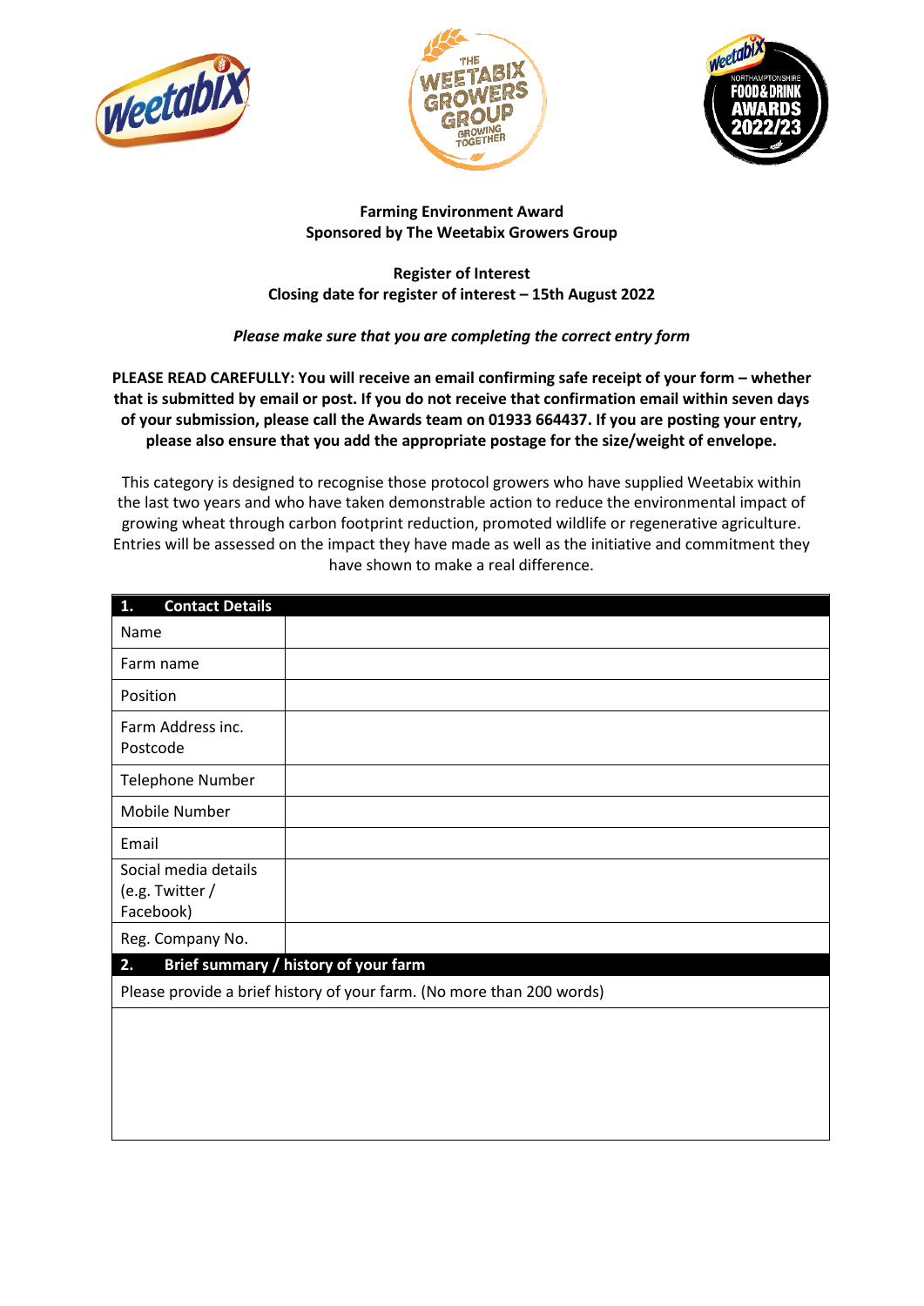**Farming Environment Award**
**Sponsored by The Weetabix Growers Group**

**Register of Interest**
**Closing date for register of interest – 15th August 2022**

***Please make sure that you are completing the correct entry form***

**PLEASE READ CAREFULLY: You will receive an email confirming safe receipt of your form – whether that is submitted by email or post. If you do not receive that confirmation email within seven days of your submission, please call the Awards team on 01933 664437. If you are posting your entry, please also ensure that you add the appropriate postage for the size/weight of envelope.**

This category is designed to recognise those protocol growers who have supplied Weetabix within the last two years and who have taken demonstrable action to reduce the environmental impact of growing wheat through carbon footprint reduction, promoted wildlife or regenerative agriculture. Entries will be assessed on the impact they have made as well as the initiative and commitment they have shown to make a real difference.

| **1. Contact Details** | |
|---|---|
| Name | |
| Farm name | |
| Position | |
| Farm Address inc. Postcode | |
| Telephone Number | |
| Mobile Number | |
| Email | |
| Social media details (e.g. Twitter / Facebook) | |
| Reg. Company No. | |

| **2. Brief summary / history of your farm** |
|---|
| Please provide a brief history of your farm. (No more than 200 words) |
| |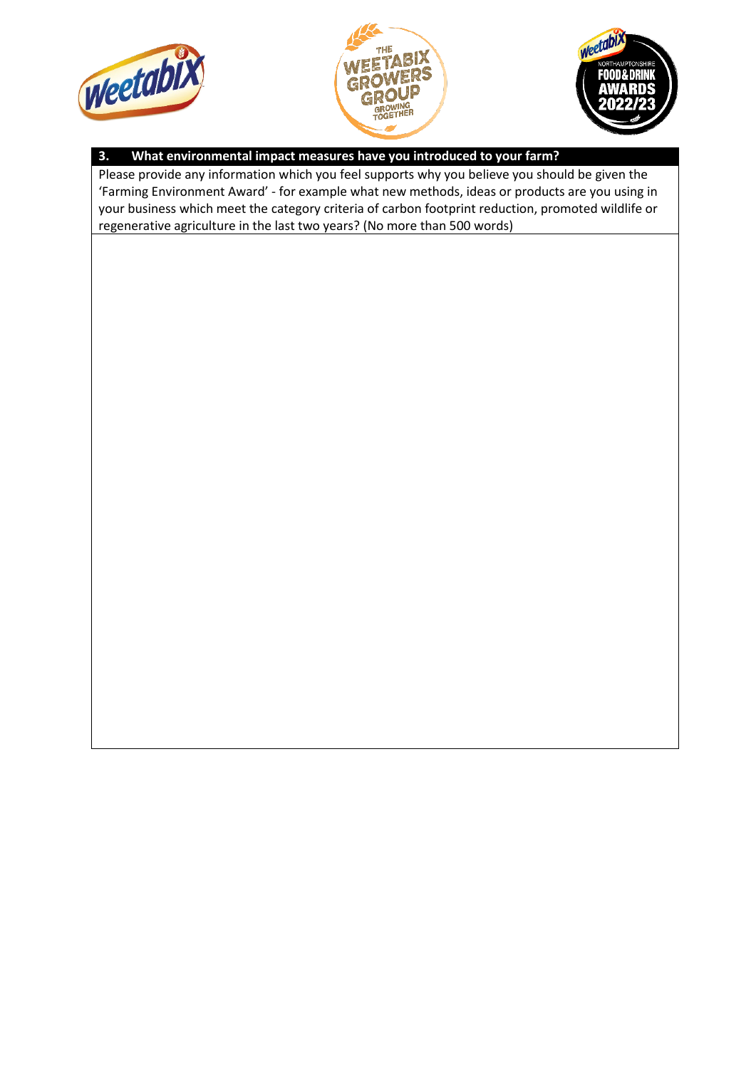## 3. What environmental impact measures have you introduced to your farm?

Please provide any information which you feel supports why you believe you should be given the 'Farming Environment Award' - for example what new methods, ideas or products are you using in your business which meet the category criteria of carbon footprint reduction, promoted wildlife or regenerative agriculture in the last two years? (No more than 500 words)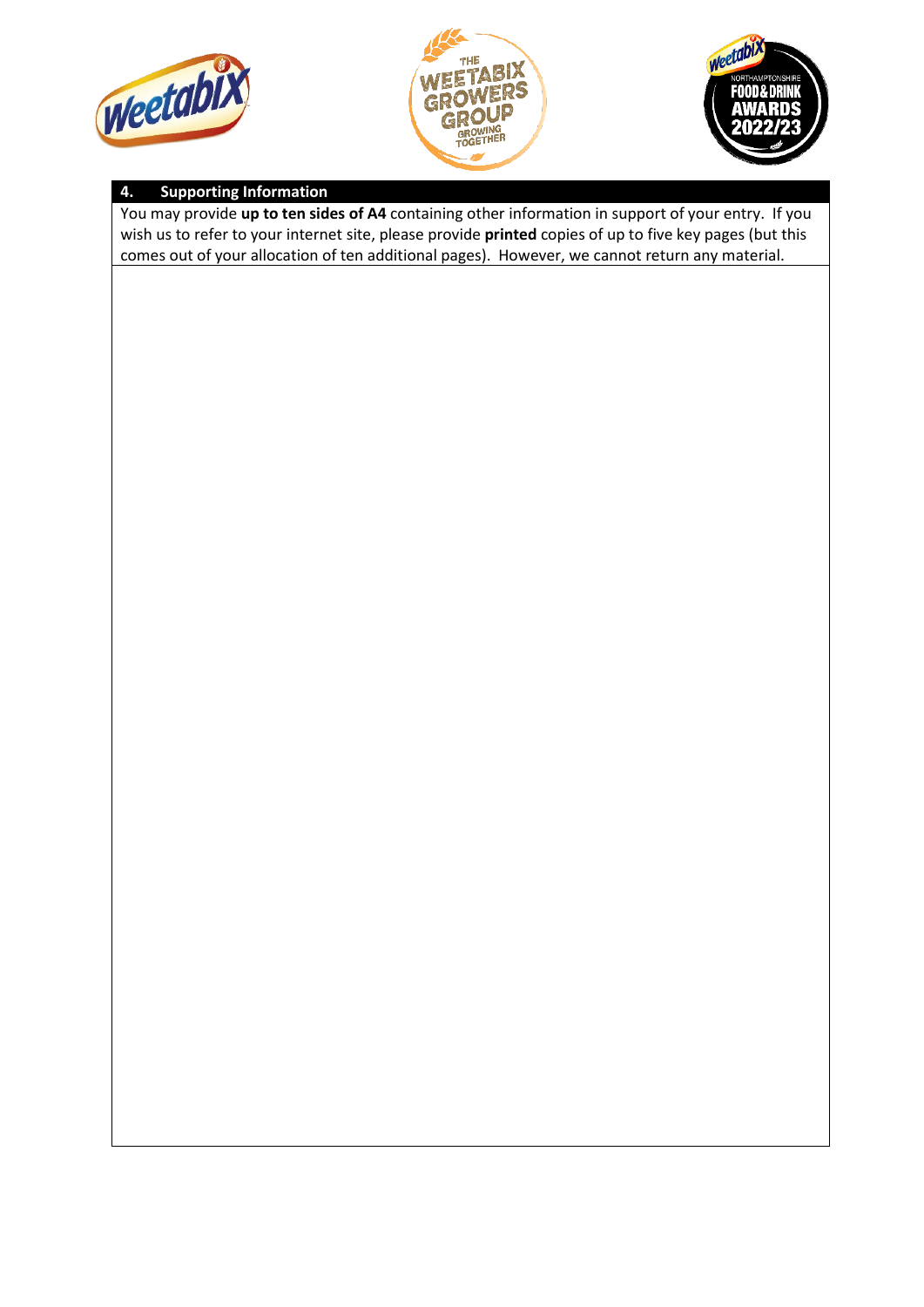## 4. Supporting Information

You may provide **up to ten sides of A4** containing other information in support of your entry. If you wish us to refer to your internet site, please provide **printed** copies of up to five key pages (but this comes out of your allocation of ten additional pages). However, we cannot return any material.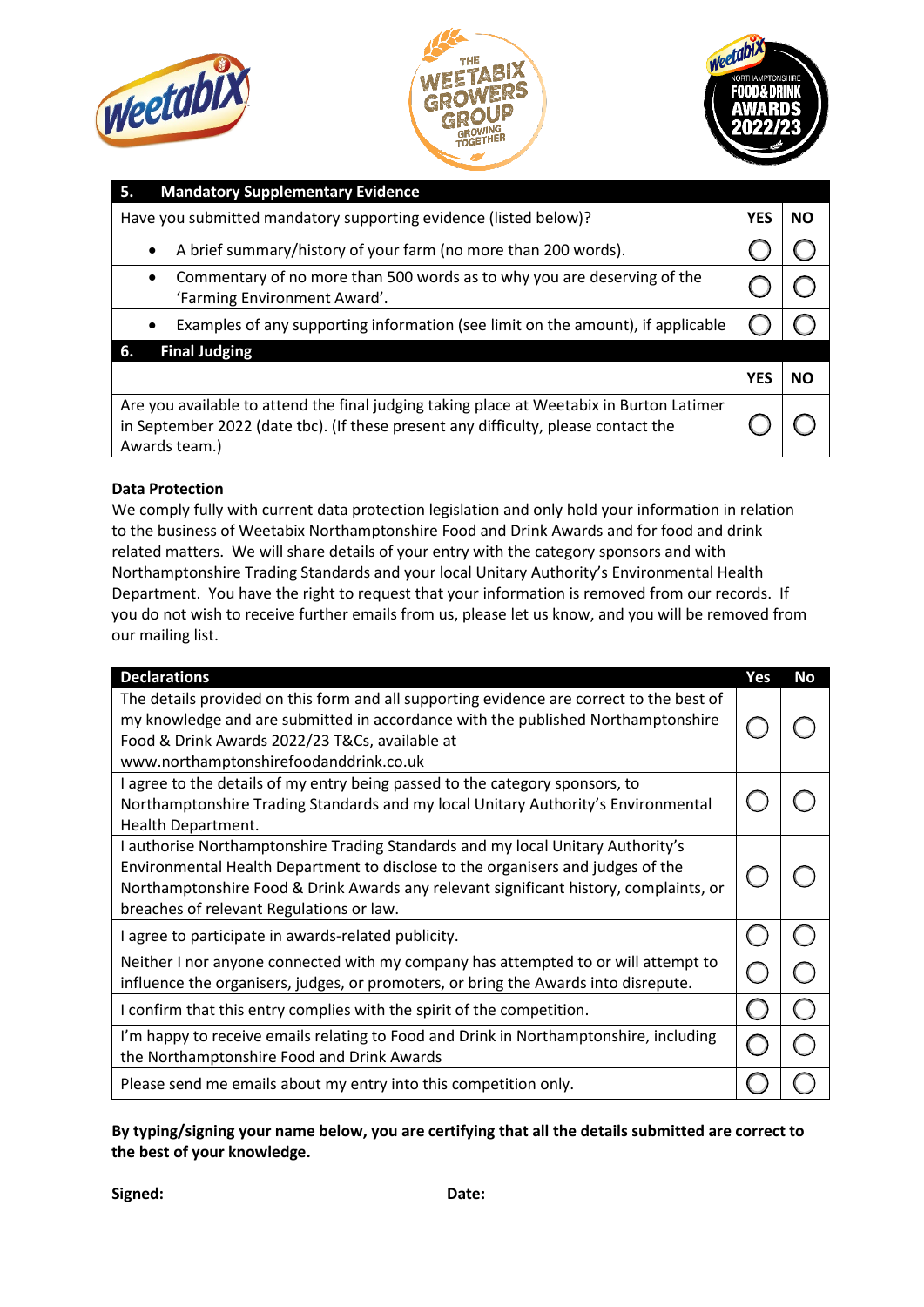| 5. Mandatory Supplementary Evidence | | |
|---|---|---|
| Have you submitted mandatory supporting evidence (listed below)? | YES | NO |
| • A brief summary/history of your farm (no more than 200 words). | ◯ | ◯ |
| • Commentary of no more than 500 words as to why you are deserving of the 'Farming Environment Award'. | ◯ | ◯ |
| • Examples of any supporting information (see limit on the amount), if applicable | ◯ | ◯ |

| 6. Final Judging | | |
|---|---|---|
| | YES | NO |
| Are you available to attend the final judging taking place at Weetabix in Burton Latimer in September 2022 (date tbc). (If these present any difficulty, please contact the Awards team.) | ◯ | ◯ |

**Data Protection**

We comply fully with current data protection legislation and only hold your information in relation to the business of Weetabix Northamptonshire Food and Drink Awards and for food and drink related matters. We will share details of your entry with the category sponsors and with Northamptonshire Trading Standards and your local Unitary Authority's Environmental Health Department. You have the right to request that your information is removed from our records. If you do not wish to receive further emails from us, please let us know, and you will be removed from our mailing list.

| Declarations | Yes | No |
|---|---|---|
| The details provided on this form and all supporting evidence are correct to the best of my knowledge and are submitted in accordance with the published Northamptonshire Food & Drink Awards 2022/23 T&Cs, available at www.northamptonshirefoodanddrink.co.uk | ◯ | ◯ |
| I agree to the details of my entry being passed to the category sponsors, to Northamptonshire Trading Standards and my local Unitary Authority's Environmental Health Department. | ◯ | ◯ |
| I authorise Northamptonshire Trading Standards and my local Unitary Authority's Environmental Health Department to disclose to the organisers and judges of the Northamptonshire Food & Drink Awards any relevant significant history, complaints, or breaches of relevant Regulations or law. | ◯ | ◯ |
| I agree to participate in awards-related publicity. | ◯ | ◯ |
| Neither I nor anyone connected with my company has attempted to or will attempt to influence the organisers, judges, or promoters, or bring the Awards into disrepute. | ◯ | ◯ |
| I confirm that this entry complies with the spirit of the competition. | ◯ | ◯ |
| I'm happy to receive emails relating to Food and Drink in Northamptonshire, including the Northamptonshire Food and Drink Awards | ◯ | ◯ |
| Please send me emails about my entry into this competition only. | ◯ | ◯ |

**By typing/signing your name below, you are certifying that all the details submitted are correct to the best of your knowledge.**

**Signed:** **Date:**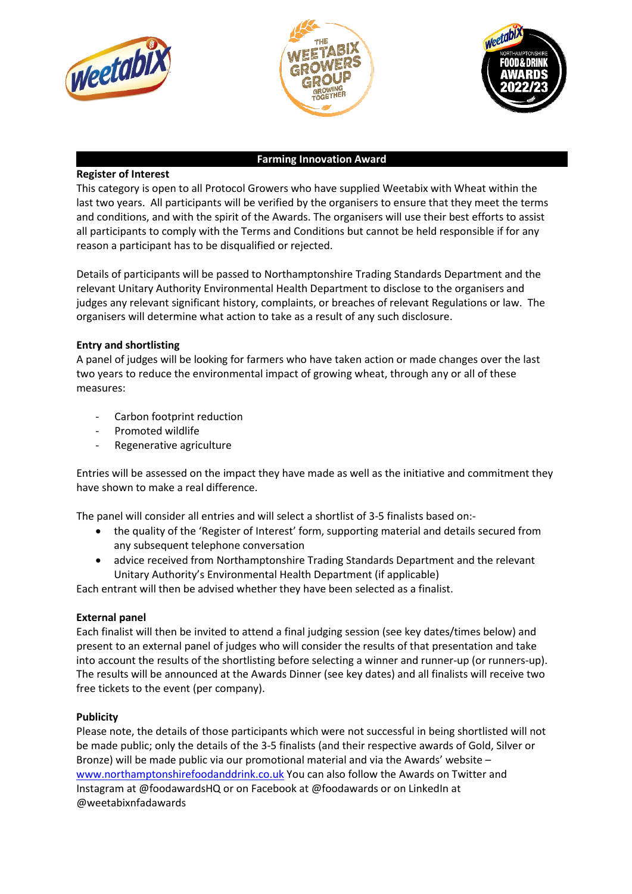## Farming Innovation Award

**Register of Interest**

This category is open to all Protocol Growers who have supplied Weetabix with Wheat within the last two years. All participants will be verified by the organisers to ensure that they meet the terms and conditions, and with the spirit of the Awards. The organisers will use their best efforts to assist all participants to comply with the Terms and Conditions but cannot be held responsible if for any reason a participant has to be disqualified or rejected.

Details of participants will be passed to Northamptonshire Trading Standards Department and the relevant Unitary Authority Environmental Health Department to disclose to the organisers and judges any relevant significant history, complaints, or breaches of relevant Regulations or law. The organisers will determine what action to take as a result of any such disclosure.

**Entry and shortlisting**

A panel of judges will be looking for farmers who have taken action or made changes over the last two years to reduce the environmental impact of growing wheat, through any or all of these measures:

- Carbon footprint reduction
- Promoted wildlife
- Regenerative agriculture

Entries will be assessed on the impact they have made as well as the initiative and commitment they have shown to make a real difference.

The panel will consider all entries and will select a shortlist of 3-5 finalists based on:-

- the quality of the 'Register of Interest' form, supporting material and details secured from any subsequent telephone conversation
- advice received from Northamptonshire Trading Standards Department and the relevant Unitary Authority's Environmental Health Department (if applicable)

Each entrant will then be advised whether they have been selected as a finalist.

**External panel**

Each finalist will then be invited to attend a final judging session (see key dates/times below) and present to an external panel of judges who will consider the results of that presentation and take into account the results of the shortlisting before selecting a winner and runner-up (or runners-up). The results will be announced at the Awards Dinner (see key dates) and all finalists will receive two free tickets to the event (per company).

**Publicity**

Please note, the details of those participants which were not successful in being shortlisted will not be made public; only the details of the 3-5 finalists (and their respective awards of Gold, Silver or Bronze) will be made public via our promotional material and via the Awards' website – www.northamptonshirefoodanddrink.co.uk You can also follow the Awards on Twitter and Instagram at @foodawardsHQ or on Facebook at @foodawards or on LinkedIn at @weetabixnfadawards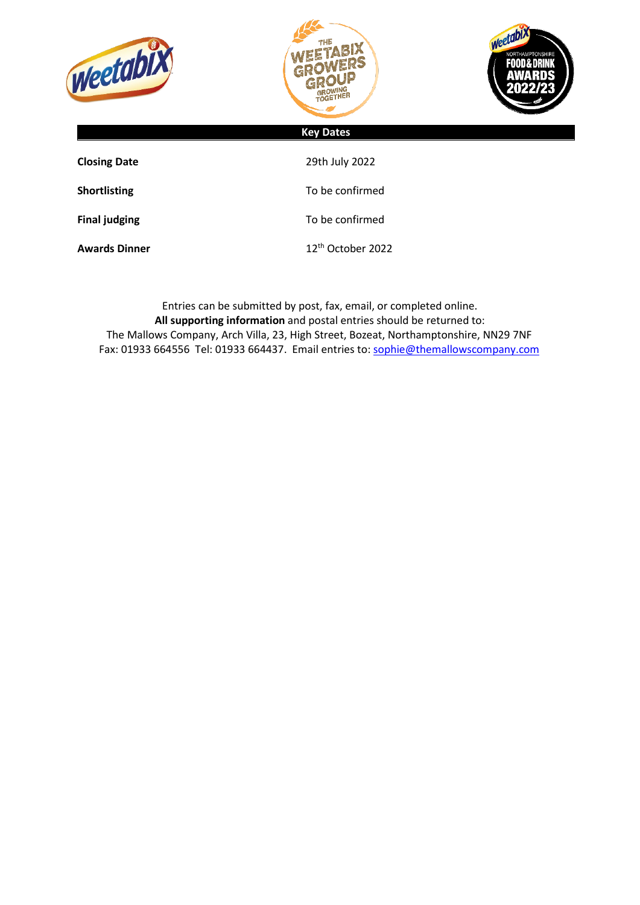## Key Dates

| | |
|---|---|
| **Closing Date** | 29th July 2022 |
| **Shortlisting** | To be confirmed |
| **Final judging** | To be confirmed |
| **Awards Dinner** | 12th October 2022 |

Entries can be submitted by post, fax, email, or completed online.
**All supporting information** and postal entries should be returned to:
The Mallows Company, Arch Villa, 23, High Street, Bozeat, Northamptonshire, NN29 7NF
Fax: 01933 664556 Tel: 01933 664437. Email entries to: sophie@themallowscompany.com